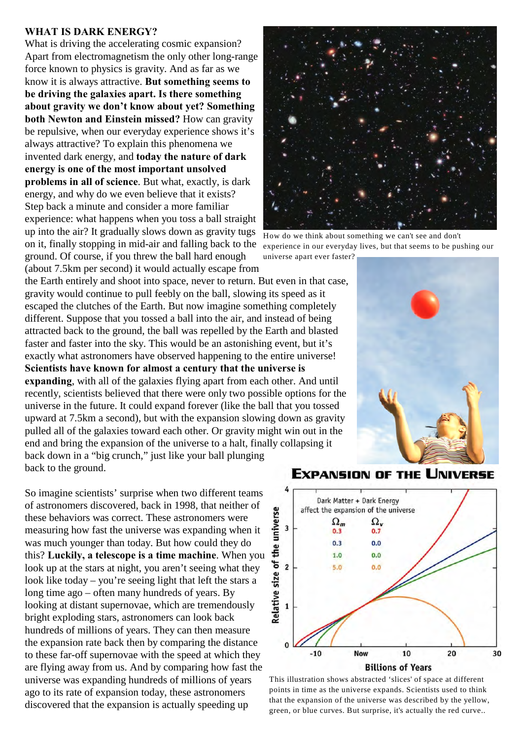**WHAT IS DARK ENERGY?**

What is driving the accelerating cosmic expansion? Apart from electromagnetism the only other long-range force known to physics is gravity. And as far as we know it is always attractive. **But something seems to be driving the galaxies apart. Is there something about gravity we don't know about yet? Something both Newton and Einstein missed?** How can gravity be repulsive, when our everyday experience shows it's always attractive? To explain this phenomena we invented dark energy, and **today the nature of dark energy is one of the most important unsolved problems in all of science**. But what, exactly, is dark energy, and why do we even believe that it exists? Step back a minute and consider a more familiar experience: what happens when you toss a ball straight up into the air? It gradually slows down as gravity tugs on it, finally stopping in mid-air and falling back to the ground. Of course, if you threw the ball hard enough (about 7.5km per second) it would actually escape from the Earth entirely and shoot into space, never to return. But even in that case, gravity would continue to pull feebly on the ball, slowing its speed as it escaped the clutches of the Earth. But now imagine something completely different. Suppose that you tossed a ball into the air, and instead of being attracted back to the ground, the ball was repelled by the Earth and blasted faster and faster into the sky. This would be an astonishing event, but it's exactly what astronomers have observed happening to the entire universe! **Scientists have known for almost a century that the universe is expanding**, with all of the galaxies flying apart from each other. And until recently, scientists believed that there were only two possible options for the universe in the future. It could expand forever (like the ball that you tossed upward at 7.5km a second), but with the expansion slowing down as gravity pulled all of the galaxies toward each other. Or gravity might win out in the end and bring the expansion of the universe to a halt, finally collapsing it back down in a "big crunch," just like your ball plunging back to the ground.

How do we think about something we can't see and don't experience in our everyday lives, but that seems to be pushing our universe apart ever faster?

So imagine scientists' surprise when two different teams of astronomers discovered, back in 1998, that neither of these behaviors was correct. These astronomers were measuring how fast the universe was expanding when it was much younger than today. But how could they do this? **Luckily, a telescope is a time machine**. When you look up at the stars at night, you aren't seeing what they look like today – you're seeing light that left the stars a long time ago – often many hundreds of years. By looking at distant supernovae, which are tremendously bright exploding stars, astronomers can look back hundreds of millions of years. They can then measure the expansion rate back then by comparing the distance to these far-off supernovae with the speed at which they are flying away from us. And by comparing how fast the universe was expanding hundreds of millions of years ago to its rate of expansion today, these astronomers discovered that the expansion is actually speeding up

**Expansion of the Universe**

This illustration shows abstracted 'slices' of space at different points in time as the universe expands. Scientists used to think that the expansion of the universe was described by the yellow, green, or blue curves. But surprise, it's actually the red curve..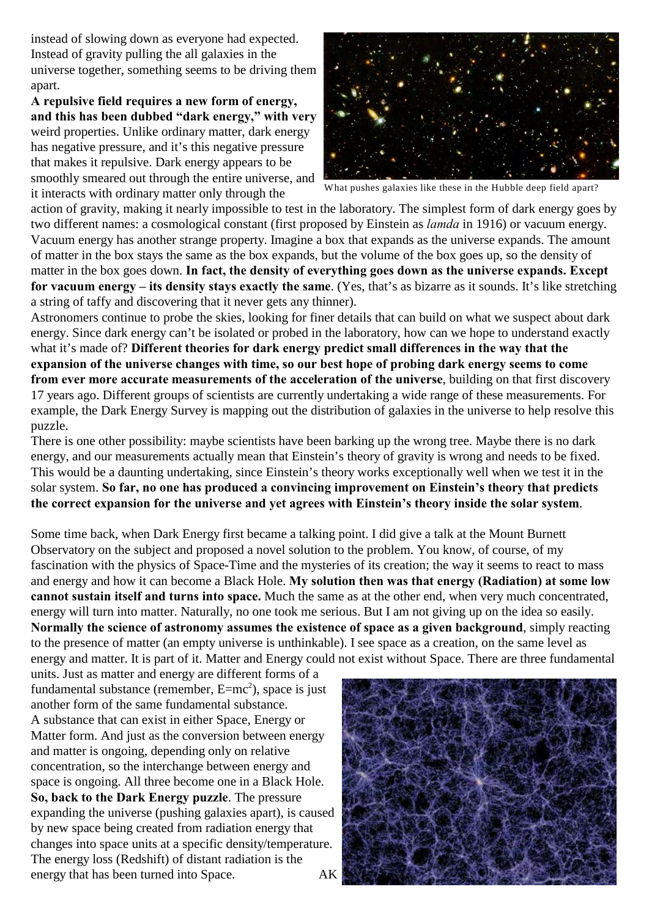instead of slowing down as everyone had expected. Instead of gravity pulling the all galaxies in the universe together, something seems to be driving them apart.

**A repulsive field requires a new form of energy, and this has been dubbed "dark energy," with very** weird properties. Unlike ordinary matter, dark energy has negative pressure, and it's this negative pressure that makes it repulsive. Dark energy appears to be smoothly smeared out through the entire universe, and it interacts with ordinary matter only through the action of gravity, making it nearly impossible to test in the laboratory. The simplest form of dark energy goes by two different names: a cosmological constant (first proposed by Einstein as *lamda* in 1916) or vacuum energy. Vacuum energy has another strange property. Imagine a box that expands as the universe expands. The amount of matter in the box stays the same as the box expands, but the volume of the box goes up, so the density of matter in the box goes down. **In fact, the density of everything goes down as the universe expands. Except for vacuum energy – its density stays exactly the same**. (Yes, that's as bizarre as it sounds. It's like stretching a string of taffy and discovering that it never gets any thinner).

What pushes galaxies like these in the Hubble deep field apart?

Astronomers continue to probe the skies, looking for finer details that can build on what we suspect about dark energy. Since dark energy can't be isolated or probed in the laboratory, how can we hope to understand exactly what it's made of? **Different theories for dark energy predict small differences in the way that the expansion of the universe changes with time, so our best hope of probing dark energy seems to come from ever more accurate measurements of the acceleration of the universe**, building on that first discovery 17 years ago. Different groups of scientists are currently undertaking a wide range of these measurements. For example, the Dark Energy Survey is mapping out the distribution of galaxies in the universe to help resolve this puzzle.

There is one other possibility: maybe scientists have been barking up the wrong tree. Maybe there is no dark energy, and our measurements actually mean that Einstein's theory of gravity is wrong and needs to be fixed. This would be a daunting undertaking, since Einstein's theory works exceptionally well when we test it in the solar system. **So far, no one has produced a convincing improvement on Einstein's theory that predicts the correct expansion for the universe and yet agrees with Einstein's theory inside the solar system**.

Some time back, when Dark Energy first became a talking point. I did give a talk at the Mount Burnett Observatory on the subject and proposed a novel solution to the problem. You know, of course, of my fascination with the physics of Space-Time and the mysteries of its creation; the way it seems to react to mass and energy and how it can become a Black Hole. **My solution then was that energy (Radiation) at some low cannot sustain itself and turns into space.** Much the same as at the other end, when very much concentrated, energy will turn into matter. Naturally, no one took me serious. But I am not giving up on the idea so easily. **Normally the science of astronomy assumes the existence of space as a given background**, simply reacting to the presence of matter (an empty universe is unthinkable). I see space as a creation, on the same level as energy and matter. It is part of it. Matter and Energy could not exist without Space. There are three fundamental units. Just as matter and energy are different forms of a fundamental substance (remember, $E=mc^2$), space is just another form of the same fundamental substance. A substance that can exist in either Space, Energy or Matter form. And just as the conversion between energy and matter is ongoing, depending only on relative concentration, so the interchange between energy and space is ongoing. All three become one in a Black Hole.

**So, back to the Dark Energy puzzle**. The pressure expanding the universe (pushing galaxies apart), is caused by new space being created from radiation energy that changes into space units at a specific density/temperature. The energy loss (Redshift) of distant radiation is the energy that has been turned into Space. AK